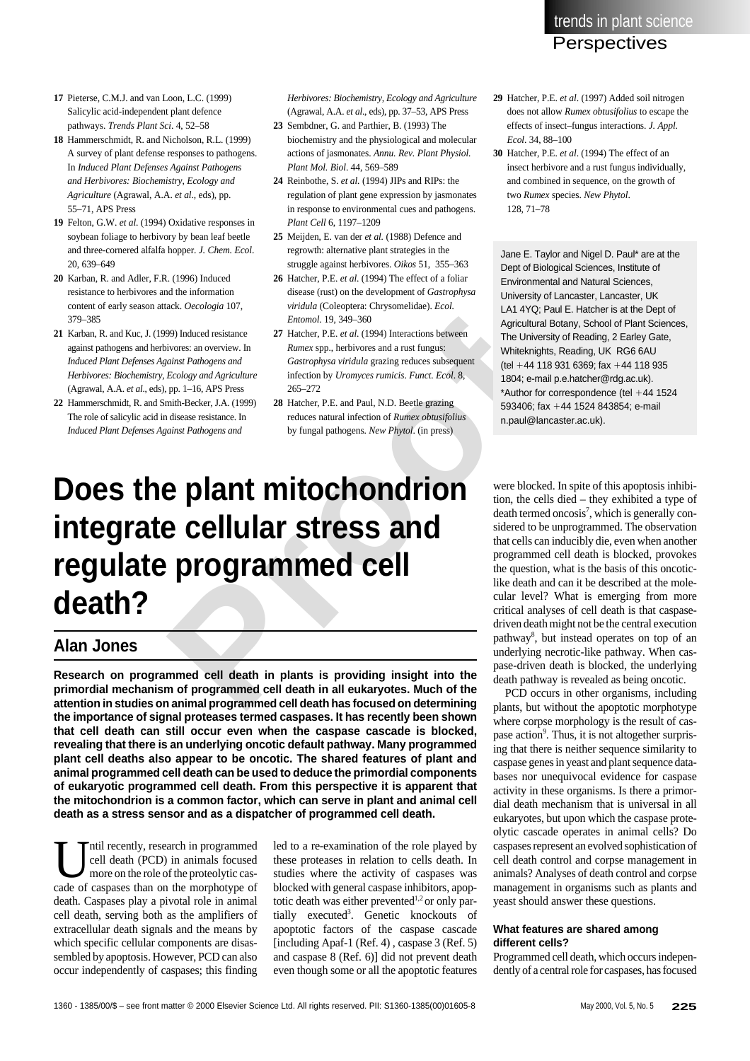17 Pieterse, C.M.J. and van Loon, L.C. (1999) Salicylic acid-independent plant defence pathways. *Trends Plant Sci*. 4, 52–58

18 Hammerschmidt, R. and Nicholson, R.L. (1999) A survey of plant defense responses to pathogens. In *Induced Plant Defenses Against Pathogens and Herbivores: Biochemistry, Ecology and Agriculture* (Agrawal, A.A. *et al*., eds), pp. 55–71, APS Press

19 Felton, G.W. *et al*. (1994) Oxidative responses in soybean foliage to herbivory by bean leaf beetle and three-cornered alfalfa hopper. *J. Chem. Ecol*. 20, 639–649

20 Karban, R. and Adler, F.R. (1996) Induced resistance to herbivores and the information content of early season attack. *Oecologia* 107, 379–385

21 Karban, R. and Kuc, J. (1999) Induced resistance against pathogens and herbivores: an overview. In *Induced Plant Defenses Against Pathogens and Herbivores: Biochemistry, Ecology and Agriculture* (Agrawal, A.A. *et al*., eds), pp. 1–16, APS Press

22 Hammerschmidt, R. and Smith-Becker, J.A. (1999) The role of salicylic acid in disease resistance. In *Induced Plant Defenses Against Pathogens and Herbivores: Biochemistry, Ecology and Agriculture* (Agrawal, A.A. *et al*., eds), pp. 37–53, APS Press

23 Sembdner, G. and Parthier, B. (1993) The biochemistry and the physiological and molecular actions of jasmonates. *Annu. Rev. Plant Physiol. Plant Mol. Biol*. 44, 569–589

24 Reinbothe, S. *et al*. (1994) JIPs and RIPs: the regulation of plant gene expression by jasmonates in response to environmental cues and pathogens. *Plant Cell* 6, 1197–1209

25 Meijden, E. van der *et al*. (1988) Defence and regrowth: alternative plant strategies in the struggle against herbivores. *Oikos* 51, 355–363

26 Hatcher, P.E. *et al*. (1994) The effect of a foliar disease (rust) on the development of *Gastrophysa viridula* (Coleoptera: Chrysomelidae). *Ecol. Entomol*. 19, 349–360

27 Hatcher, P.E. *et al*. (1994) Interactions between *Rumex* spp., herbivores and a rust fungus: *Gastrophysa viridula* grazing reduces subsequent infection by *Uromyces rumicis*. *Funct. Ecol*. 8, 265–272

28 Hatcher, P.E. and Paul, N.D. Beetle grazing reduces natural infection of *Rumex obtusifolius* by fungal pathogens. *New Phytol*. (in press)

29 Hatcher, P.E. *et al*. (1997) Added soil nitrogen does not allow *Rumex obtusifolius* to escape the effects of insect–fungus interactions. *J. Appl. Ecol*. 34, 88–100

30 Hatcher, P.E. *et al*. (1994) The effect of an insect herbivore and a rust fungus individually, and combined in sequence, on the growth of two *Rumex* species. *New Phytol*. 128, 71–78

Jane E. Taylor and Nigel D. Paul* are at the Dept of Biological Sciences, Institute of Environmental and Natural Sciences, University of Lancaster, Lancaster, UK LA1 4YQ; Paul E. Hatcher is at the Dept of Agricultural Botany, School of Plant Sciences, The University of Reading, 2 Earley Gate, Whiteknights, Reading, UK RG6 6AU (tel +44 118 931 6369; fax +44 118 935 1804; e-mail p.e.hatcher@rdg.ac.uk). *Author for correspondence (tel +44 1524 593406; fax +44 1524 843854; e-mail n.paul@lancaster.ac.uk).

# Does the plant mitochondrion integrate cellular stress and regulate programmed cell death?

## Alan Jones

**Research on programmed cell death in plants is providing insight into the primordial mechanism of programmed cell death in all eukaryotes. Much of the attention in studies on animal programmed cell death has focused on determining the importance of signal proteases termed caspases. It has recently been shown that cell death can still occur even when the caspase cascade is blocked, revealing that there is an underlying oncotic default pathway. Many programmed plant cell deaths also appear to be oncotic. The shared features of plant and animal programmed cell death can be used to deduce the primordial components of eukaryotic programmed cell death. From this perspective it is apparent that the mitochondrion is a common factor, which can serve in plant and animal cell death as a stress sensor and as a dispatcher of programmed cell death.**

Until recently, research in programmed cell death (PCD) in animals focused more on the role of the proteolytic cascade of caspases than on the morphotype of death. Caspases play a pivotal role in animal cell death, serving both as the amplifiers of extracellular death signals and the means by which specific cellular components are disassembled by apoptosis. However, PCD can also occur independently of caspases; this finding led to a re-examination of the role played by these proteases in relation to cells death. In studies where the activity of caspases was blocked with general caspase inhibitors, apoptotic death was either prevented[1,2] or only partially executed[3]. Genetic knockouts of apoptotic factors of the caspase cascade [including Apaf-1 (Ref. 4), caspase 3 (Ref. 5) and caspase 8 (Ref. 6)] did not prevent death even though some or all the apoptotic features were blocked. In spite of this apoptosis inhibition, the cells died – they exhibited a type of death termed oncosis[7], which is generally considered to be unprogrammed. The observation that cells can inducibly die, even when another programmed cell death is blocked, provokes the question, what is the basis of this oncotic-like death and can it be described at the molecular level? What is emerging from more critical analyses of cell death is that caspase-driven death might not be the central execution pathway[8], but instead operates on top of an underlying necrotic-like pathway. When caspase-driven death is blocked, the underlying death pathway is revealed as being oncotic.

PCD occurs in other organisms, including plants, but without the apoptotic morphotype where corpse morphology is the result of caspase action[9]. Thus, it is not altogether surprising that there is neither sequence similarity to caspase genes in yeast and plant sequence databases nor unequivocal evidence for caspase activity in these organisms. Is there a primordial death mechanism that is universal in all eukaryotes, but upon which the caspase proteolytic cascade operates in animal cells? Do caspases represent an evolved sophistication of cell death control and corpse management in animals? Analyses of death control and corpse management in organisms such as plants and yeast should answer these questions.

#### What features are shared among different cells?

Programmed cell death, which occurs independently of a central role for caspases, has focused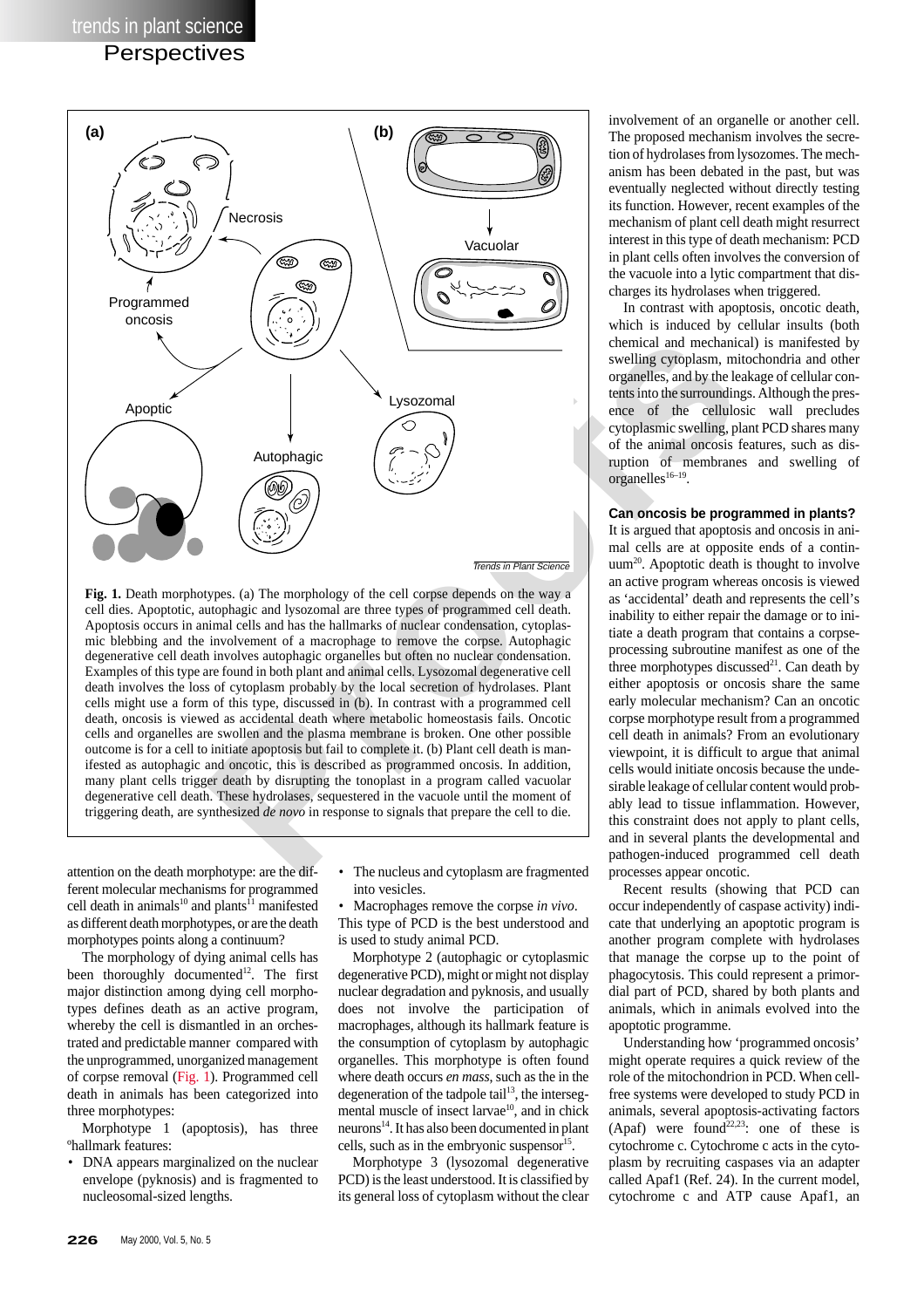**Fig. 1.** Death morphotypes. (a) The morphology of the cell corpse depends on the way a cell dies. Apoptotic, autophagic and lysozomal are three types of programmed cell death. Apoptosis occurs in animal cells and has the hallmarks of nuclear condensation, cytoplasmic blebbing and the involvement of a macrophage to remove the corpse. Autophagic degenerative cell death involves autophagic organelles but often no nuclear condensation. Examples of this type are found in both plant and animal cells. Lysozomal degenerative cell death involves the loss of cytoplasm probably by the local secretion of hydrolases. Plant cells might use a form of this type, discussed in (b). In contrast with a programmed cell death, oncosis is viewed as accidental death where metabolic homeostasis fails. Oncotic cells and organelles are swollen and the plasma membrane is broken. One other possible outcome is for a cell to initiate apoptosis but fail to complete it. (b) Plant cell death is manifested as autophagic and oncotic, this is described as programmed oncosis. In addition, many plant cells trigger death by disrupting the tonoplast in a program called vacuolar degenerative cell death. These hydrolases, sequestered in the vacuole until the moment of triggering death, are synthesized *de novo* in response to signals that prepare the cell to die.

attention on the death morphotype: are the different molecular mechanisms for programmed cell death in animals[10] and plants[11] manifested as different death morphotypes, or are the death morphotypes points along a continuum?

The morphology of dying animal cells has been thoroughly documented[12]. The first major distinction among dying cell morphotypes defines death as an active program, whereby the cell is dismantled in an orchestrated and predictable manner compared with the unprogrammed, unorganized management of corpse removal (Fig. 1). Programmed cell death in animals has been categorized into three morphotypes:

Morphotype 1 (apoptosis), has three °hallmark features:

- DNA appears marginalized on the nuclear envelope (pyknosis) and is fragmented to nucleosomal-sized lengths.
- The nucleus and cytoplasm are fragmented into vesicles.
- Macrophages remove the corpse *in vivo*.

This type of PCD is the best understood and is used to study animal PCD.

Morphotype 2 (autophagic or cytoplasmic degenerative PCD), might or might not display nuclear degradation and pyknosis, and usually does not involve the participation of macrophages, although its hallmark feature is the consumption of cytoplasm by autophagic organelles. This morphotype is often found where death occurs *en mass*, such as the in the degeneration of the tadpole tail[13], the intersegmental muscle of insect larvae[10], and in chick neurons[14]. It has also been documented in plant cells, such as in the embryonic suspensor[15].

Morphotype 3 (lysozomal degenerative PCD) is the least understood. It is classified by its general loss of cytoplasm without the clear involvement of an organelle or another cell. The proposed mechanism involves the secretion of hydrolases from lysozomes. The mechanism has been debated in the past, but was eventually neglected without directly testing its function. However, recent examples of the mechanism of plant cell death might resurrect interest in this type of death mechanism: PCD in plant cells often involves the conversion of the vacuole into a lytic compartment that discharges its hydrolases when triggered.

In contrast with apoptosis, oncotic death, which is induced by cellular insults (both chemical and mechanical) is manifested by swelling cytoplasm, mitochondria and other organelles, and by the leakage of cellular contents into the surroundings. Although the presence of the cellulosic wall precludes cytoplasmic swelling, plant PCD shares many of the animal oncosis features, such as disruption of membranes and swelling of organelles[16–19].

### Can oncosis be programmed in plants?

It is argued that apoptosis and oncosis in animal cells are at opposite ends of a continuum[20]. Apoptotic death is thought to involve an active program whereas oncosis is viewed as 'accidental' death and represents the cell's inability to either repair the damage or to initiate a death program that contains a corpse-processing subroutine manifest as one of the three morphotypes discussed[21]. Can death by either apoptosis or oncosis share the same early molecular mechanism? Can an oncotic corpse morphotype result from a programmed cell death in animals? From an evolutionary viewpoint, it is difficult to argue that animal cells would initiate oncosis because the undesirable leakage of cellular content would probably lead to tissue inflammation. However, this constraint does not apply to plant cells, and in several plants the developmental and pathogen-induced programmed cell death processes appear oncotic.

Recent results (showing that PCD can occur independently of caspase activity) indicate that underlying an apoptotic program is another program complete with hydrolases that manage the corpse up to the point of phagocytosis. This could represent a primordial part of PCD, shared by both plants and animals, which in animals evolved into the apoptotic programme.

Understanding how 'programmed oncosis' might operate requires a quick review of the role of the mitochondrion in PCD. When cell-free systems were developed to study PCD in animals, several apoptosis-activating factors (Apaf) were found[22,23]: one of these is cytochrome c. Cytochrome c acts in the cytoplasm by recruiting caspases via an adapter called Apaf1 (Ref. 24). In the current model, cytochrome c and ATP cause Apaf1, an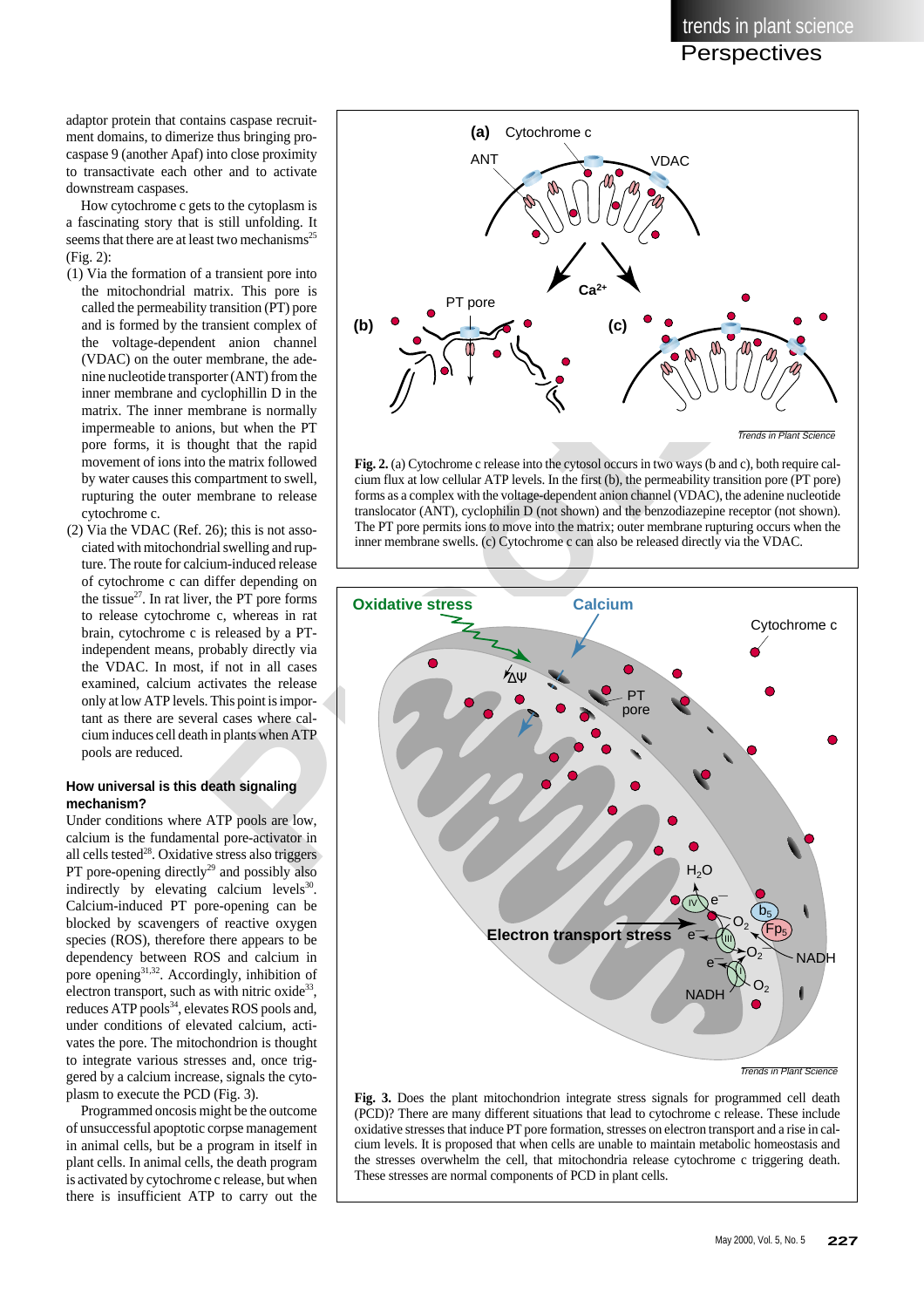adaptor protein that contains caspase recruitment domains, to dimerize thus bringing procaspase 9 (another Apaf) into close proximity to transactivate each other and to activate downstream caspases.

How cytochrome c gets to the cytoplasm is a fascinating story that is still unfolding. It seems that there are at least two mechanisms[25] (Fig. 2):

(1) Via the formation of a transient pore into the mitochondrial matrix. This pore is called the permeability transition (PT) pore and is formed by the transient complex of the voltage-dependent anion channel (VDAC) on the outer membrane, the adenine nucleotide transporter (ANT) from the inner membrane and cyclophilin D in the matrix. The inner membrane is normally impermeable to anions, but when the PT pore forms, it is thought that the rapid movement of ions into the matrix followed by water causes this compartment to swell, rupturing the outer membrane to release cytochrome c.

(2) Via the VDAC (Ref. 26); this is not associated with mitochondrial swelling and rupture. The route for calcium-induced release of cytochrome c can differ depending on the tissue[27]. In rat liver, the PT pore forms to release cytochrome c, whereas in rat brain, cytochrome c is released by a PT-independent means, probably directly via the VDAC. In most, if not in all cases examined, calcium activates the release only at low ATP levels. This point is important as there are several cases where calcium induces cell death in plants when ATP pools are reduced.

### How universal is this death signaling mechanism?

Under conditions where ATP pools are low, calcium is the fundamental pore-activator in all cells tested[28]. Oxidative stress also triggers PT pore-opening directly[29] and possibly also indirectly by elevating calcium levels[30]. Calcium-induced PT pore-opening can be blocked by scavengers of reactive oxygen species (ROS), therefore there appears to be dependency between ROS and calcium in pore opening[31,32]. Accordingly, inhibition of electron transport, such as with nitric oxide[33], reduces ATP pools[34], elevates ROS pools and, under conditions of elevated calcium, activates the pore. The mitochondrion is thought to integrate various stresses and, once triggered by a calcium increase, signals the cytoplasm to execute the PCD (Fig. 3).

Programmed oncosis might be the outcome of unsuccessful apoptotic corpse management in animal cells, but be a program in itself in plant cells. In animal cells, the death program is activated by cytochrome c release, but when there is insufficient ATP to carry out the

**Fig. 2.** (a) Cytochrome c release into the cytosol occurs in two ways (b and c), both require calcium flux at low cellular ATP levels. In the first (b), the permeability transition pore (PT pore) forms as a complex with the voltage-dependent anion channel (VDAC), the adenine nucleotide translocator (ANT), cyclophilin D (not shown) and the benzodiazepine receptor (not shown). The PT pore permits ions to move into the matrix; outer membrane rupturing occurs when the inner membrane swells. (c) Cytochrome c can also be released directly via the VDAC.

**Fig. 3.** Does the plant mitochondrion integrate stress signals for programmed cell death (PCD)? There are many different situations that lead to cytochrome c release. These include oxidative stresses that induce PT pore formation, stresses on electron transport and a rise in calcium levels. It is proposed that when cells are unable to maintain metabolic homeostasis and the stresses overwhelm the cell, that mitochondria release cytochrome c triggering death. These stresses are normal components of PCD in plant cells.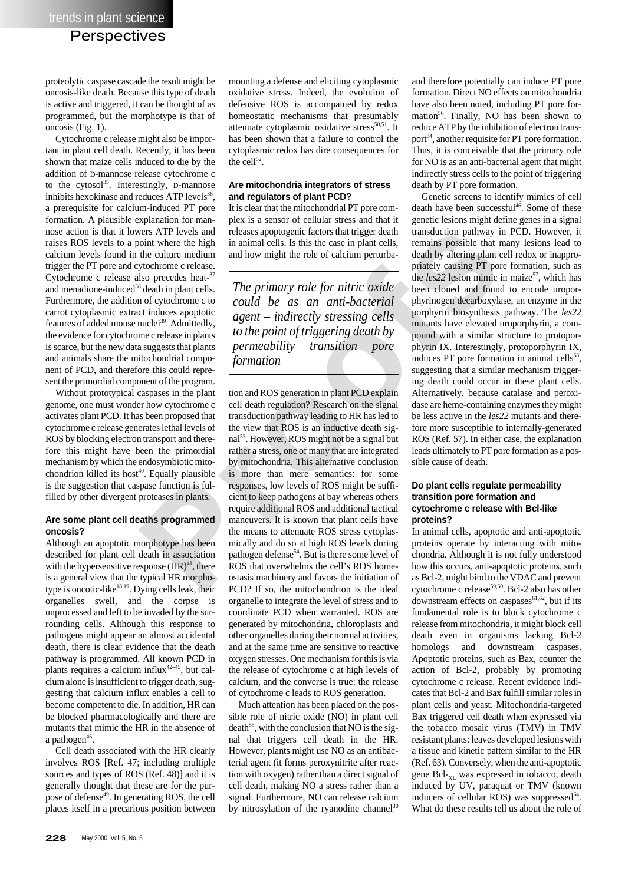proteolytic caspase cascade the result might be oncosis-like death. Because this type of death is active and triggered, it can be thought of as programmed, but the morphotype is that of oncosis (Fig. 1).

Cytochrome c release might also be important in plant cell death. Recently, it has been shown that maize cells induced to die by the addition of D-mannose release cytochrome c to the cytosol[35]. Interestingly, D-mannose inhibits hexokinase and reduces ATP levels[36], a prerequisite for calcium-induced PT pore formation. A plausible explanation for mannose action is that it lowers ATP levels and raises ROS levels to a point where the high calcium levels found in the culture medium trigger the PT pore and cytochrome c release. Cytochrome c release also precedes heat-[37] and menadione-induced[38] death in plant cells. Furthermore, the addition of cytochrome c to carrot cytoplasmic extract induces apoptotic features of added mouse nuclei[39]. Admittedly, the evidence for cytochrome c release in plants is scarce, but the new data suggests that plants and animals share the mitochondrial component of PCD, and therefore this could represent the primordial component of the program.

Without prototypical caspases in the plant genome, one must wonder how cytochrome c activates plant PCD. It has been proposed that cytochrome c release generates lethal levels of ROS by blocking electron transport and therefore this might have been the primordial mechanism by which the endosymbiotic mitochondrion killed its host[40]. Equally plausible is the suggestion that caspase function is fulfilled by other divergent proteases in plants.

### Are some plant cell deaths programmed oncosis?

Although an apoptotic morphotype has been described for plant cell death in association with the hypersensitive response (HR)[41], there is a general view that the typical HR morphotype is oncotic-like[18,19]. Dying cells leak, their organelles swell, and the corpse is unprocessed and left to be invaded by the surrounding cells. Although this response to pathogens might appear an almost accidental death, there is clear evidence that the death pathway is programmed. All known PCD in plants requires a calcium influx[42–45], but calcium alone is insufficient to trigger death, suggesting that calcium influx enables a cell to become competent to die. In addition, HR can be blocked pharmacologically and there are mutants that mimic the HR in the absence of a pathogen[46].

Cell death associated with the HR clearly involves ROS [Ref. 47; including multiple sources and types of ROS (Ref. 48)] and it is generally thought that these are for the purpose of defense[49]. In generating ROS, the cell places itself in a precarious position between mounting a defense and eliciting cytoplasmic oxidative stress. Indeed, the evolution of defensive ROS is accompanied by redox homeostatic mechanisms that presumably attenuate cytoplasmic oxidative stress[50,51]. It has been shown that a failure to control the cytoplasmic redox has dire consequences for the cell[52].

### Are mitochondria integrators of stress and regulators of plant PCD?

It is clear that the mitochondrial PT pore complex is a sensor of cellular stress and that it releases apoptogenic factors that trigger death in animal cells. Is this the case in plant cells, and how might the role of calcium perturbation and ROS generation in plant PCD explain cell death regulation? Research on the signal transduction pathway leading to HR has led to the view that ROS is an inductive death signal[53]. However, ROS might not be a signal but rather a stress, one of many that are integrated by mitochondria. This alternative conclusion is more than mere semantics: for some responses, low levels of ROS might be sufficient to keep pathogens at bay whereas others require additional ROS and additional tactical maneuvers. It is known that plant cells have the means to attenuate ROS stress cytoplasmically and do so at high ROS levels during pathogen defense[54]. But is there some level of ROS that overwhelms the cell's ROS homeostasis machinery and favors the initiation of PCD? If so, the mitochondrion is the ideal organelle to integrate the level of stress and to coordinate PCD when warranted. ROS are generated by mitochondria, chloroplasts and other organelles during their normal activities, and at the same time are sensitive to reactive oxygen stresses. One mechanism for this is via the release of cytochrome c at high levels of calcium, and the converse is true: the release of cytochrome c leads to ROS generation.

*The primary role for nitric oxide could be as an anti-bacterial agent – indirectly stressing cells to the point of triggering death by permeability transition pore formation*

Much attention has been placed on the possible role of nitric oxide (NO) in plant cell death[55], with the conclusion that NO is the signal that triggers cell death in the HR. However, plants might use NO as an antibacterial agent (it forms peroxynitrite after reaction with oxygen) rather than a direct signal of cell death, making NO a stress rather than a signal. Furthermore, NO can release calcium by nitrosylation of the ryanodine channel[30] and therefore potentially can induce PT pore formation. Direct NO effects on mitochondria have also been noted, including PT pore formation[56]. Finally, NO has been shown to reduce ATP by the inhibition of electron transport[34], another requisite for PT pore formation. Thus, it is conceivable that the primary role for NO is as an anti-bacterial agent that might indirectly stress cells to the point of triggering death by PT pore formation.

Genetic screens to identify mimics of cell death have been successful[46]. Some of these genetic lesions might define genes in a signal transduction pathway in PCD. However, it remains possible that many lesions lead to death by altering plant cell redox or inappropriately causing PT pore formation, such as the *les22* lesion mimic in maize[57], which has been cloned and found to encode uroporphyrinogen decarboxylase, an enzyme in the porphyrin biosynthesis pathway. The *les22* mutants have elevated uroporphyrin, a compound with a similar structure to protoporphyrin IX. Interestingly, protoporphyrin IX, induces PT pore formation in animal cells[58], suggesting that a similar mechanism triggering death could occur in these plant cells. Alternatively, because catalase and peroxidase are heme-containing enzymes they might be less active in the *les22* mutants and therefore more susceptible to internally-generated ROS (Ref. 57). In either case, the explanation leads ultimately to PT pore formation as a possible cause of death.

### Do plant cells regulate permeability transition pore formation and cytochrome c release with Bcl-like proteins?

In animal cells, apoptotic and anti-apoptotic proteins operate by interacting with mitochondria. Although it is not fully understood how this occurs, anti-apoptotic proteins, such as Bcl-2, might bind to the VDAC and prevent cytochrome c release[59,60]. Bcl-2 also has other downstream effects on caspases[61,62], but if its fundamental role is to block cytochrome c release from mitochondria, it might block cell death even in organisms lacking Bcl-2 homologs and downstream caspases. Apoptotic proteins, such as Bax, counter the action of Bcl-2, probably by promoting cytochrome c release. Recent evidence indicates that Bcl-2 and Bax fulfill similar roles in plant cells and yeast. Mitochondria-targeted Bax triggered cell death when expressed via the tobacco mosaic virus (TMV) in TMV resistant plants: leaves developed lesions with a tissue and kinetic pattern similar to the HR (Ref. 63). Conversely, when the anti-apoptotic gene Bcl-$_{XL}$ was expressed in tobacco, death induced by UV, paraquat or TMV (known inducers of cellular ROS) was suppressed[64]. What do these results tell us about the role of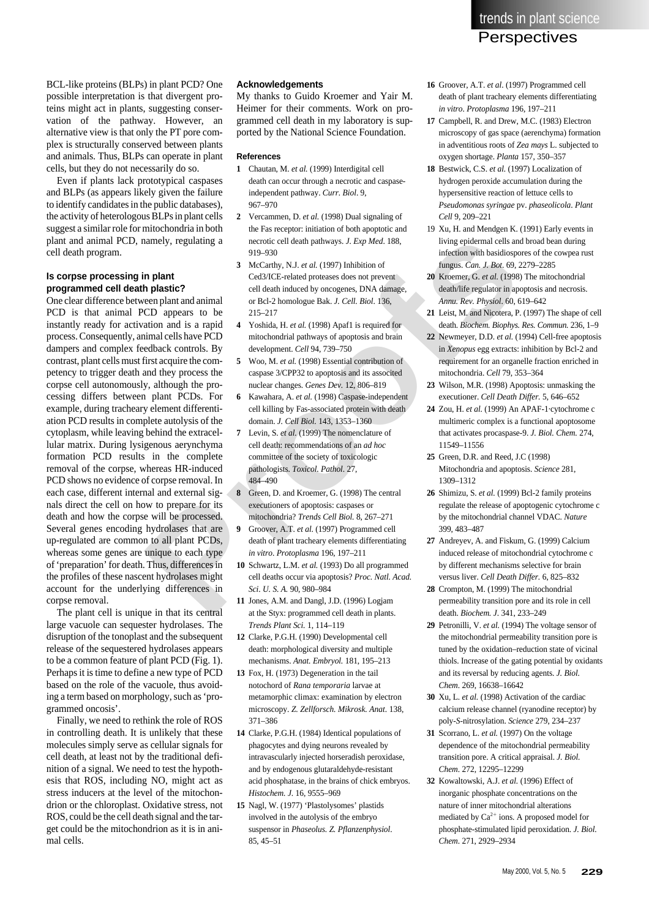BCL-like proteins (BLPs) in plant PCD? One possible interpretation is that divergent proteins might act in plants, suggesting conservation of the pathway. However, an alternative view is that only the PT pore complex is structurally conserved between plants and animals. Thus, BLPs can operate in plant cells, but they do not necessarily do so.

Even if plants lack prototypical caspases and BLPs (as appears likely given the failure to identify candidates in the public databases), the activity of heterologous BLPs in plant cells suggest a similar role for mitochondria in both plant and animal PCD, namely, regulating a cell death program.

### Is corpse processing in plant programmed cell death plastic?

One clear difference between plant and animal PCD is that animal PCD appears to be instantly ready for activation and is a rapid process. Consequently, animal cells have PCD dampers and complex feedback controls. By contrast, plant cells must first acquire the competency to trigger death and they process the corpse cell autonomously, although the processing differs between plant PCDs. For example, during tracheary element differentiation PCD results in complete autolysis of the cytoplasm, while leaving behind the extracellular matrix. During lysigenous aerynchyma formation PCD results in the complete removal of the corpse, whereas HR-induced PCD shows no evidence of corpse removal. In each case, different internal and external signals direct the cell on how to prepare for its death and how the corpse will be processed. Several genes encoding hydrolases that are up-regulated are common to all plant PCDs, whereas some genes are unique to each type of 'preparation' for death. Thus, differences in the profiles of these nascent hydrolases might account for the underlying differences in corpse removal.

The plant cell is unique in that its central large vacuole can sequester hydrolases. The disruption of the tonoplast and the subsequent release of the sequestered hydrolases appears to be a common feature of plant PCD (Fig. 1). Perhaps it is time to define a new type of PCD based on the role of the vacuole, thus avoiding a term based on morphology, such as 'programmed oncosis'.

Finally, we need to rethink the role of ROS in controlling death. It is unlikely that these molecules simply serve as cellular signals for cell death, at least not by the traditional definition of a signal. We need to test the hypothesis that ROS, including NO, might act as stress inducers at the level of the mitochondrion or the chloroplast. Oxidative stress, not ROS, could be the cell death signal and the target could be the mitochondrion as it is in animal cells.

### Acknowledgements

My thanks to Guido Kroemer and Yair M. Heimer for their comments. Work on programmed cell death in my laboratory is supported by the National Science Foundation.

### References

1. Chautan, M. *et al.* (1999) Interdigital cell death can occur through a necrotic and caspase-independent pathway. *Curr. Biol.* 9, 967–970
2. Vercammen, D. *et al.* (1998) Dual signaling of the Fas receptor: initiation of both apoptotic and necrotic cell death pathways. *J. Exp Med.* 188, 919–930
3. McCarthy, N.J. *et al.* (1997) Inhibition of Ced3/ICE-related proteases does not prevent cell death induced by oncogenes, DNA damage, or Bcl-2 homologue Bak. *J. Cell. Biol.* 136, 215–217
4. Yoshida, H. *et al.* (1998) Apaf1 is required for mitochondrial pathways of apoptosis and brain development. *Cell* 94, 739–750
5. Woo, M. *et al.* (1998) Essential contribution of caspase 3/CPP32 to apoptosis and its associted nuclear changes. *Genes Dev.* 12, 806–819
6. Kawahara, A. *et al.* (1998) Caspase-independent cell killing by Fas-associated protein with death domain. *J. Cell Biol.* 143, 1353–1360
7. Levin, S. *et al.* (1999) The nomenclature of cell death: recommendations of an *ad hoc* committee of the society of toxicologic pathologists. *Toxicol. Pathol.* 27, 484–490
8. Green, D. and Kroemer, G. (1998) The central executioners of apoptosis: caspases or mitochondria? *Trends Cell Biol.* 8, 267–271
9. Groover, A.T. *et al.* (1997) Programmed cell death of plant tracheary elements differentiating *in vitro*. *Protoplasma* 196, 197–211
10. Schwartz, L.M. *et al.* (1993) Do all programmed cell deaths occur via apoptosis? *Proc. Natl. Acad. Sci. U. S. A.* 90, 980–984
11. Jones, A.M. and Dangl, J.D. (1996) Logjam at the Styx: programmed cell death in plants. *Trends Plant Sci.* 1, 114–119
12. Clarke, P.G.H. (1990) Developmental cell death: morphological diversity and multiple mechanisms. *Anat. Embryol.* 181, 195–213
13. Fox, H. (1973) Degeneration in the tail notochord of *Rana temporaria* larvae at metamorphic climax: examination by electron microscopy. *Z. Zellforsch. Mikrosk. Anat.* 138, 371–386
14. Clarke, P.G.H. (1984) Identical populations of phagocytes and dying neurons revealed by intravascularly injected horseradish peroxidase, and by endogenous glutaraldehyde-resistant acid phosphatase, in the brains of chick embryos. *Histochem. J.* 16, 9555–969
15. Nagl, W. (1977) 'Plastolysomes' plastids involved in the autolysis of the embryo suspensor in *Phaseolus*. *Z. Pflanzenphysiol.* 85, 45–51
16. Groover, A.T. *et al.* (1997) Programmed cell death of plant tracheary elements differentiating *in vitro*. *Protoplasma* 196, 197–211
17. Campbell, R. and Drew, M.C. (1983) Electron microscopy of gas space (aerenchyma) formation in adventitious roots of *Zea mays* L. subjected to oxygen shortage. *Planta* 157, 350–357
18. Bestwick, C.S. *et al.* (1997) Localization of hydrogen peroxide accumulation during the hypersensitive reaction of lettuce cells to *Pseudomonas syringae* pv. *phaseolicola*. *Plant Cell* 9, 209–221
19. Xu, H. and Mendgen K. (1991) Early events in living epidermal cells and broad bean during infection with basidiospores of the cowpea rust fungus. *Can. J. Bot.* 69, 2279–2285
20. Kroemer, G. *et al.* (1998) The mitochondrial death/life regulator in apoptosis and necrosis. *Annu. Rev. Physiol.* 60, 619–642
21. Leist, M. and Nicotera, P. (1997) The shape of cell death. *Biochem. Biophys. Res. Commun.* 236, 1–9
22. Newmeyer, D.D. *et al.* (1994) Cell-free apoptosis in *Xenopus* egg extracts: inhibition by Bcl-2 and requirement for an organelle fraction enriched in mitochondria. *Cell* 79, 353–364
23. Wilson, M.R. (1998) Apoptosis: unmasking the executioner. *Cell Death Differ.* 5, 646–652
24. Zou, H. *et al.* (1999) An APAF-1·cytochrome c multimeric complex is a functional apoptosome that activates procaspase-9. *J. Biol. Chem.* 274, 11549–11556
25. Green, D.R. and Reed, J.C (1998) Mitochondria and apoptosis. *Science* 281, 1309–1312
26. Shimizu, S. *et al.* (1999) Bcl-2 family proteins regulate the release of apoptogenic cytochrome c by the mitochondrial channel VDAC. *Nature* 399, 483–487
27. Andreyev, A. and Fiskum, G. (1999) Calcium induced release of mitochondrial cytochrome c by different mechanisms selective for brain versus liver. *Cell Death Differ.* 6, 825–832
28. Crompton, M. (1999) The mitochondrial permeability transition pore and its role in cell death. *Biochem. J.* 341, 233–249
29. Petronilli, V. *et al.* (1994) The voltage sensor of the mitochondrial permeability transition pore is tuned by the oxidation–reduction state of vicinal thiols. Increase of the gating potential by oxidants and its reversal by reducing agents. *J. Biol. Chem.* 269, 16638–16642
30. Xu, L. *et al.* (1998) Activation of the cardiac calcium release channel (ryanodine receptor) by poly-*S*-nitrosylation. *Science* 279, 234–237
31. Scorrano, L. *et al.* (1997) On the voltage dependence of the mitochondrial permeability transition pore. A critical appraisal. *J. Biol. Chem.* 272, 12295–12299
32. Kowaltowski, A.J. *et al.* (1996) Effect of inorganic phosphate concentrations on the nature of inner mitochondrial alterations mediated by $Ca^{2+}$ ions. A proposed model for phosphate-stimulated lipid peroxidation. *J. Biol. Chem.* 271, 2929–2934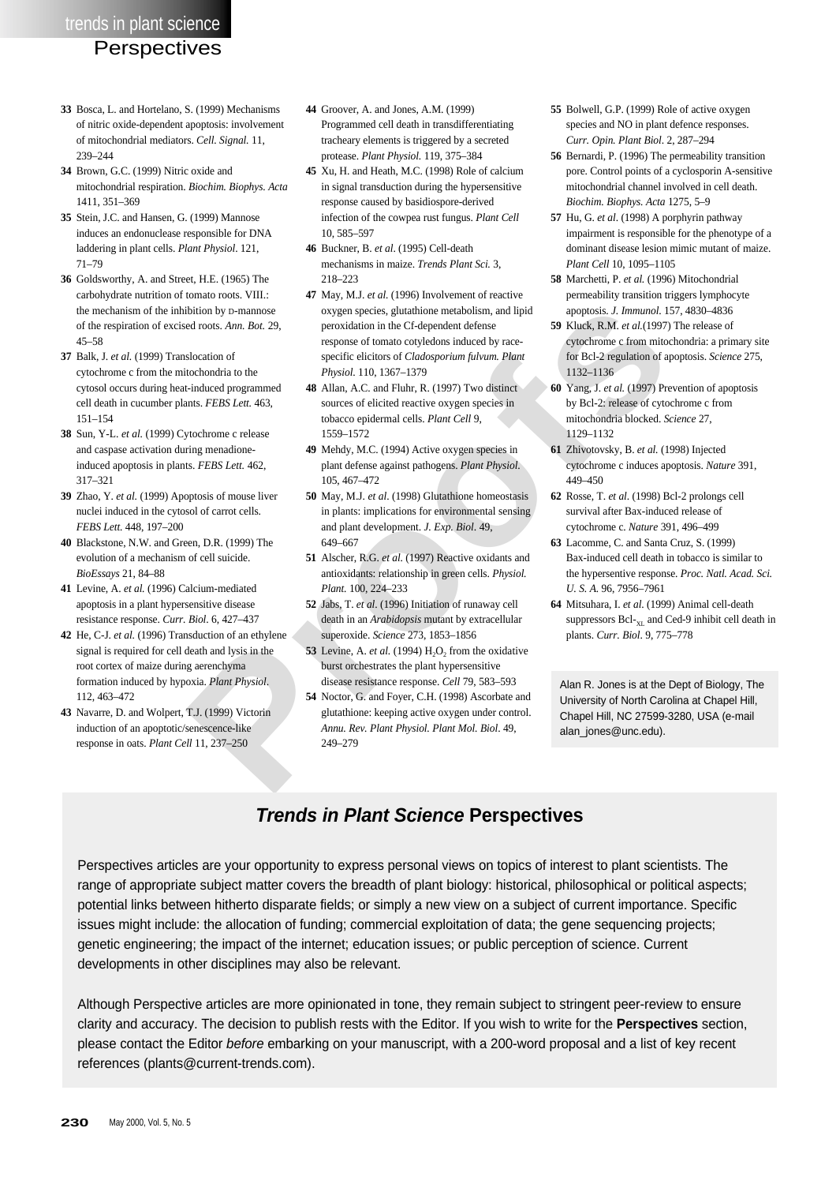33 Bosca, L. and Hortelano, S. (1999) Mechanisms of nitric oxide-dependent apoptosis: involvement of mitochondrial mediators. *Cell. Signal.* 11, 239–244

34 Brown, G.C. (1999) Nitric oxide and mitochondrial respiration. *Biochim. Biophys. Acta* 1411, 351–369

35 Stein, J.C. and Hansen, G. (1999) Mannose induces an endonuclease responsible for DNA laddering in plant cells. *Plant Physiol.* 121, 71–79

36 Goldsworthy, A. and Street, H.E. (1965) The carbohydrate nutrition of tomato roots. VIII.: the mechanism of the inhibition by D-mannose of the respiration of excised roots. *Ann. Bot.* 29, 45–58

37 Balk, J. *et al.* (1999) Translocation of cytochrome c from the mitochondria to the cytosol occurs during heat-induced programmed cell death in cucumber plants. *FEBS Lett.* 463, 151–154

38 Sun, Y-L. *et al.* (1999) Cytochrome c release and caspase activation during menadione-induced apoptosis in plants. *FEBS Lett.* 462, 317–321

39 Zhao, Y. *et al.* (1999) Apoptosis of mouse liver nuclei induced in the cytosol of carrot cells. *FEBS Lett.* 448, 197–200

40 Blackstone, N.W. and Green, D.R. (1999) The evolution of a mechanism of cell suicide. *BioEssays* 21, 84–88

41 Levine, A. *et al.* (1996) Calcium-mediated apoptosis in a plant hypersensitive disease resistance response. *Curr. Biol.* 6, 427–437

42 He, C-J. *et al.* (1996) Transduction of an ethylene signal is required for cell death and lysis in the root cortex of maize during aerenchyma formation induced by hypoxia. *Plant Physiol.* 112, 463–472

43 Navarre, D. and Wolpert, T.J. (1999) Victorin induction of an apoptotic/senescence-like response in oats. *Plant Cell* 11, 237–250

44 Groover, A. and Jones, A.M. (1999) Programmed cell death in transdifferentiating tracheary elements is triggered by a secreted protease. *Plant Physiol.* 119, 375–384

45 Xu, H. and Heath, M.C. (1998) Role of calcium in signal transduction during the hypersensitive response caused by basidiospore-derived infection of the cowpea rust fungus. *Plant Cell* 10, 585–597

46 Buckner, B. *et al.* (1995) Cell-death mechanisms in maize. *Trends Plant Sci.* 3, 218–223

47 May, M.J. *et al.* (1996) Involvement of reactive oxygen species, glutathione metabolism, and lipid peroxidation in the Cf-dependent defense response of tomato cotyledons induced by race-specific elicitors of *Cladosporium fulvum*. *Plant Physiol.* 110, 1367–1379

48 Allan, A.C. and Fluhr, R. (1997) Two distinct sources of elicited reactive oxygen species in tobacco epidermal cells. *Plant Cell* 9, 1559–1572

49 Mehdy, M.C. (1994) Active oxygen species in plant defense against pathogens. *Plant Physiol.* 105, 467–472

50 May, M.J. *et al.* (1998) Glutathione homeostasis in plants: implications for environmental sensing and plant development. *J. Exp. Biol.* 49, 649–667

51 Alscher, R.G. *et al.* (1997) Reactive oxidants and antioxidants: relationship in green cells. *Physiol. Plant.* 100, 224–233

52 Jabs, T. *et al.* (1996) Initiation of runaway cell death in an *Arabidopsis* mutant by extracellular superoxide. *Science* 273, 1853–1856

53 Levine, A. *et al.* (1994) $H_2O_2$ from the oxidative burst orchestrates the plant hypersensitive disease resistance response. *Cell* 79, 583–593

54 Noctor, G. and Foyer, C.H. (1998) Ascorbate and glutathione: keeping active oxygen under control. *Annu. Rev. Plant Physiol. Plant Mol. Biol.* 49, 249–279

55 Bolwell, G.P. (1999) Role of active oxygen species and NO in plant defence responses. *Curr. Opin. Plant Biol.* 2, 287–294

56 Bernardi, P. (1996) The permeability transition pore. Control points of a cyclosporin A-sensitive mitochondrial channel involved in cell death. *Biochim. Biophys. Acta* 1275, 5–9

57 Hu, G. *et al.* (1998) A porphyrin pathway impairment is responsible for the phenotype of a dominant disease lesion mimic mutant of maize. *Plant Cell* 10, 1095–1105

58 Marchetti, P. *et al.* (1996) Mitochondrial permeability transition triggers lymphocyte apoptosis. *J. Immunol.* 157, 4830–4836

59 Kluck, R.M. *et al.*(1997) The release of cytochrome c from mitochondria: a primary site for Bcl-2 regulation of apoptosis. *Science* 275, 1132–1136

60 Yang, J. *et al.* (1997) Prevention of apoptosis by Bcl-2: release of cytochrome c from mitochondria blocked. *Science* 27, 1129–1132

61 Zhivotovsky, B. *et al.* (1998) Injected cytochrome c induces apoptosis. *Nature* 391, 449–450

62 Rosse, T. *et al.* (1998) Bcl-2 prolongs cell survival after Bax-induced release of cytochrome c. *Nature* 391, 496–499

63 Lacomme, C. and Santa Cruz, S. (1999) Bax-induced cell death in tobacco is similar to the hypersensitive response. *Proc. Natl. Acad. Sci. U. S. A.* 96, 7956–7961

64 Mitsuhara, I. *et al.* (1999) Animal cell-death suppressors Bcl-$_{XL}$ and Ced-9 inhibit cell death in plants. *Curr. Biol.* 9, 775–778

Alan R. Jones is at the Dept of Biology, The University of North Carolina at Chapel Hill, Chapel Hill, NC 27599-3280, USA (e-mail alan_jones@unc.edu).

## *Trends in Plant Science* Perspectives

Perspectives articles are your opportunity to express personal views on topics of interest to plant scientists. The range of appropriate subject matter covers the breadth of plant biology: historical, philosophical or political aspects; potential links between hitherto disparate fields; or simply a new view on a subject of current importance. Specific issues might include: the allocation of funding; commercial exploitation of data; the gene sequencing projects; genetic engineering; the impact of the internet; education issues; or public perception of science. Current developments in other disciplines may also be relevant.

Although Perspective articles are more opinionated in tone, they remain subject to stringent peer-review to ensure clarity and accuracy. The decision to publish rests with the Editor. If you wish to write for the **Perspectives** section, please contact the Editor *before* embarking on your manuscript, with a 200-word proposal and a list of key recent references (plants@current-trends.com).